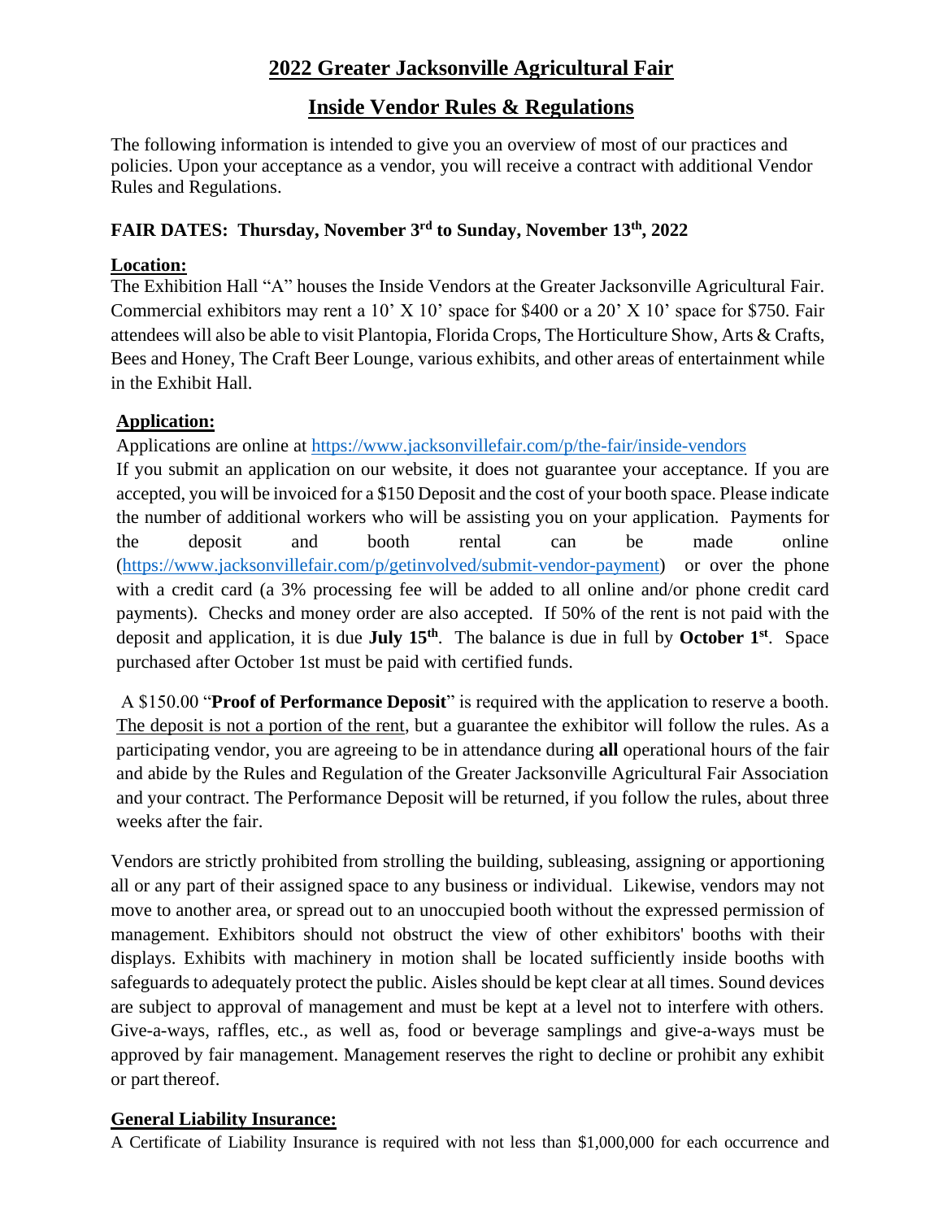# 2022 Greater Jacksonville Agricultural Fair

## Inside Vendor Rules & Regulations

The following information is intended to give you an overview of most of our practices and policies. Upon your acceptance as a vendor, you will receive a contract with additional Vendor Rules and Regulations.

**FAIR DATES: Thursday, November 3rd to Sunday, November 13th, 2022**

**Location:**

The Exhibition Hall "A" houses the Inside Vendors at the Greater Jacksonville Agricultural Fair. Commercial exhibitors may rent a 10' X 10' space for $400 or a 20' X 10' space for $750. Fair attendees will also be able to visit Plantopia, Florida Crops, The Horticulture Show, Arts & Crafts, Bees and Honey, The Craft Beer Lounge, various exhibits, and other areas of entertainment while in the Exhibit Hall.

**Application:**

Applications are online at https://www.jacksonvillefair.com/p/the-fair/inside-vendors

If you submit an application on our website, it does not guarantee your acceptance. If you are accepted, you will be invoiced for a $150 Deposit and the cost of your booth space. Please indicate the number of additional workers who will be assisting you on your application. Payments for the deposit and booth rental can be made online (https://www.jacksonvillefair.com/p/getinvolved/submit-vendor-payment) or over the phone with a credit card (a 3% processing fee will be added to all online and/or phone credit card payments). Checks and money order are also accepted. If 50% of the rent is not paid with the deposit and application, it is due **July 15th**. The balance is due in full by **October 1st**. Space purchased after October 1st must be paid with certified funds.

A $150.00 "**Proof of Performance Deposit**" is required with the application to reserve a booth. The deposit is not a portion of the rent, but a guarantee the exhibitor will follow the rules. As a participating vendor, you are agreeing to be in attendance during **all** operational hours of the fair and abide by the Rules and Regulation of the Greater Jacksonville Agricultural Fair Association and your contract. The Performance Deposit will be returned, if you follow the rules, about three weeks after the fair.

Vendors are strictly prohibited from strolling the building, subleasing, assigning or apportioning all or any part of their assigned space to any business or individual. Likewise, vendors may not move to another area, or spread out to an unoccupied booth without the expressed permission of management. Exhibitors should not obstruct the view of other exhibitors' booths with their displays. Exhibits with machinery in motion shall be located sufficiently inside booths with safeguards to adequately protect the public. Aisles should be kept clear at all times. Sound devices are subject to approval of management and must be kept at a level not to interfere with others. Give-a-ways, raffles, etc., as well as, food or beverage samplings and give-a-ways must be approved by fair management. Management reserves the right to decline or prohibit any exhibit or part thereof.

**General Liability Insurance:**

A Certificate of Liability Insurance is required with not less than $1,000,000 for each occurrence and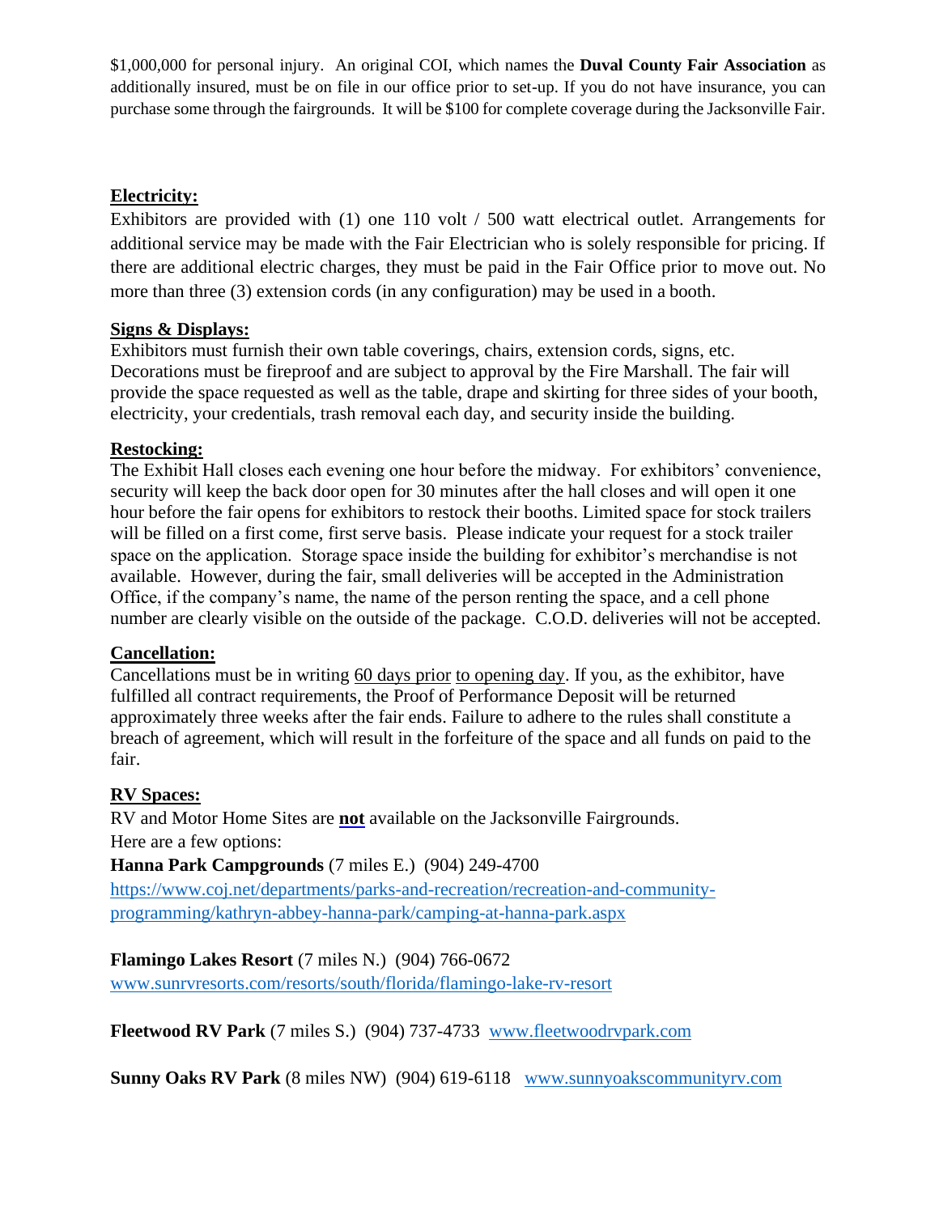$1,000,000 for personal injury. An original COI, which names the **Duval County Fair Association** as additionally insured, must be on file in our office prior to set-up. If you do not have insurance, you can purchase some through the fairgrounds. It will be $100 for complete coverage during the Jacksonville Fair.

## Electricity:

Exhibitors are provided with (1) one 110 volt / 500 watt electrical outlet. Arrangements for additional service may be made with the Fair Electrician who is solely responsible for pricing. If there are additional electric charges, they must be paid in the Fair Office prior to move out. No more than three (3) extension cords (in any configuration) may be used in a booth.

## Signs & Displays:

Exhibitors must furnish their own table coverings, chairs, extension cords, signs, etc. Decorations must be fireproof and are subject to approval by the Fire Marshall. The fair will provide the space requested as well as the table, drape and skirting for three sides of your booth, electricity, your credentials, trash removal each day, and security inside the building.

## Restocking:

The Exhibit Hall closes each evening one hour before the midway. For exhibitors' convenience, security will keep the back door open for 30 minutes after the hall closes and will open it one hour before the fair opens for exhibitors to restock their booths. Limited space for stock trailers will be filled on a first come, first serve basis. Please indicate your request for a stock trailer space on the application. Storage space inside the building for exhibitor's merchandise is not available. However, during the fair, small deliveries will be accepted in the Administration Office, if the company's name, the name of the person renting the space, and a cell phone number are clearly visible on the outside of the package. C.O.D. deliveries will not be accepted.

## Cancellation:

Cancellations must be in writing 60 days prior to opening day. If you, as the exhibitor, have fulfilled all contract requirements, the Proof of Performance Deposit will be returned approximately three weeks after the fair ends. Failure to adhere to the rules shall constitute a breach of agreement, which will result in the forfeiture of the space and all funds on paid to the fair.

## RV Spaces:

RV and Motor Home Sites are **not** available on the Jacksonville Fairgrounds.
Here are a few options:

**Hanna Park Campgrounds** (7 miles E.) (904) 249-4700
https://www.coj.net/departments/parks-and-recreation/recreation-and-community-programming/kathryn-abbey-hanna-park/camping-at-hanna-park.aspx

**Flamingo Lakes Resort** (7 miles N.) (904) 766-0672
www.sunrvresorts.com/resorts/south/florida/flamingo-lake-rv-resort

**Fleetwood RV Park** (7 miles S.) (904) 737-4733 www.fleetwoodrvpark.com

**Sunny Oaks RV Park** (8 miles NW) (904) 619-6118 www.sunnyoakscommunityrv.com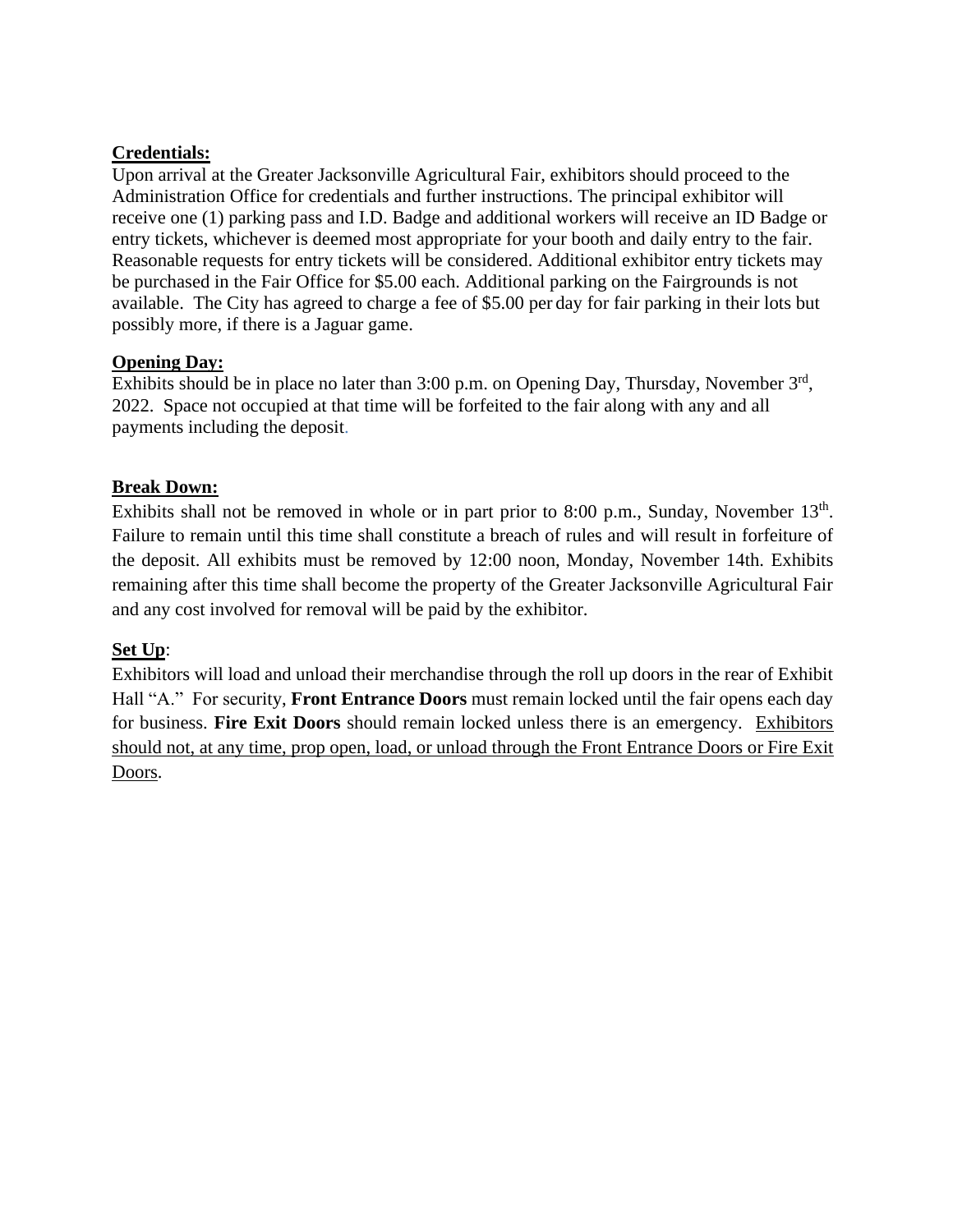**Credentials:**

Upon arrival at the Greater Jacksonville Agricultural Fair, exhibitors should proceed to the Administration Office for credentials and further instructions. The principal exhibitor will receive one (1) parking pass and I.D. Badge and additional workers will receive an ID Badge or entry tickets, whichever is deemed most appropriate for your booth and daily entry to the fair. Reasonable requests for entry tickets will be considered. Additional exhibitor entry tickets may be purchased in the Fair Office for $5.00 each. Additional parking on the Fairgrounds is not available. The City has agreed to charge a fee of $5.00 per day for fair parking in their lots but possibly more, if there is a Jaguar game.

**Opening Day:**

Exhibits should be in place no later than 3:00 p.m. on Opening Day, Thursday, November 3rd, 2022. Space not occupied at that time will be forfeited to the fair along with any and all payments including the deposit.

**Break Down:**

Exhibits shall not be removed in whole or in part prior to 8:00 p.m., Sunday, November 13th. Failure to remain until this time shall constitute a breach of rules and will result in forfeiture of the deposit. All exhibits must be removed by 12:00 noon, Monday, November 14th. Exhibits remaining after this time shall become the property of the Greater Jacksonville Agricultural Fair and any cost involved for removal will be paid by the exhibitor.

**Set Up**:

Exhibitors will load and unload their merchandise through the roll up doors in the rear of Exhibit Hall "A." For security, **Front Entrance Doors** must remain locked until the fair opens each day for business. **Fire Exit Doors** should remain locked unless there is an emergency. Exhibitors should not, at any time, prop open, load, or unload through the Front Entrance Doors or Fire Exit Doors.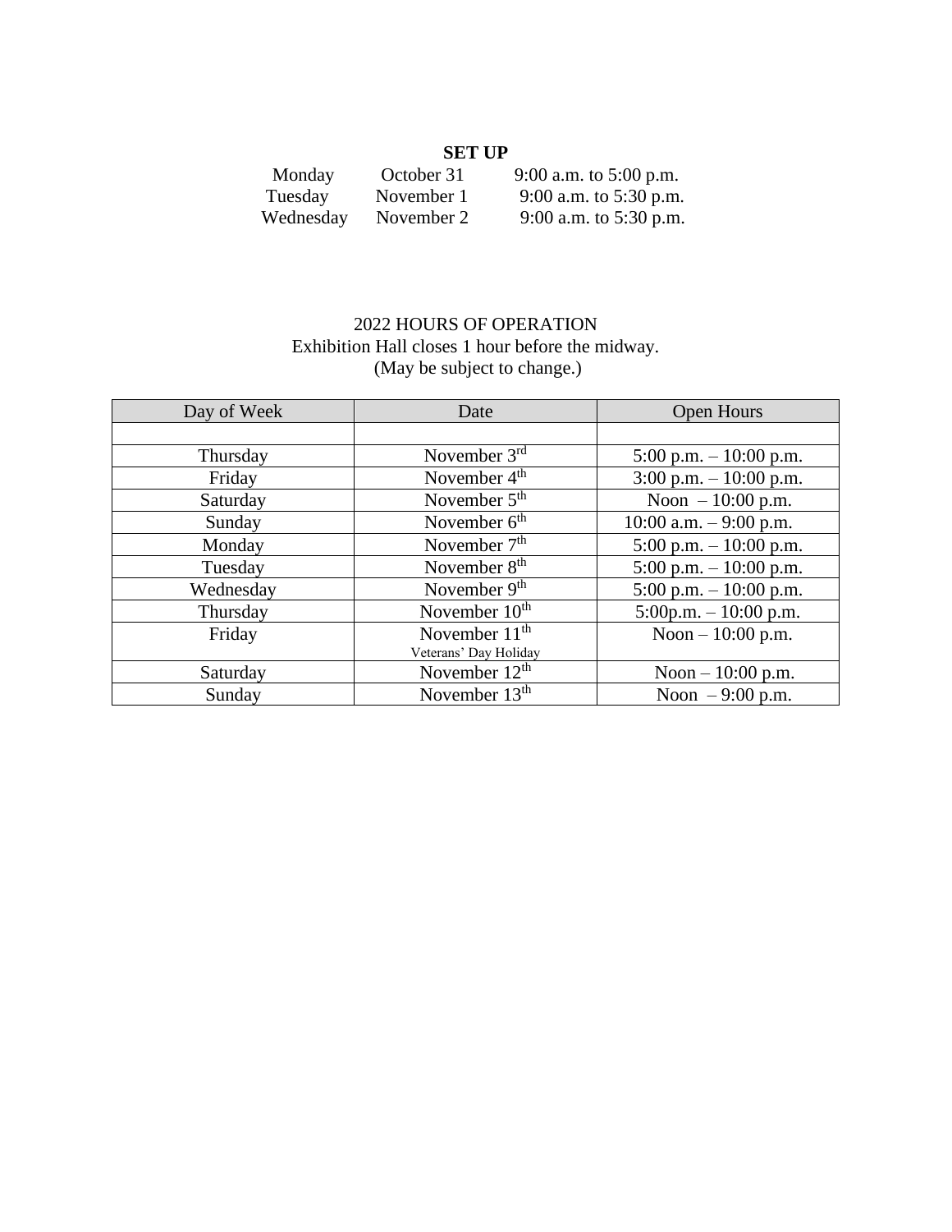**SET UP**

| | | |
|---|---|---|
| Monday | October 31 | 9:00 a.m. to 5:00 p.m. |
| Tuesday | November 1 | 9:00 a.m. to 5:30 p.m. |
| Wednesday | November 2 | 9:00 a.m. to 5:30 p.m. |

2022 HOURS OF OPERATION
Exhibition Hall closes 1 hour before the midway.
(May be subject to change.)

| Day of Week | Date | Open Hours |
|---|---|---|
| | | |
| Thursday | November 3rd | 5:00 p.m. – 10:00 p.m. |
| Friday | November 4th | 3:00 p.m. – 10:00 p.m. |
| Saturday | November 5th | Noon – 10:00 p.m. |
| Sunday | November 6th | 10:00 a.m. – 9:00 p.m. |
| Monday | November 7th | 5:00 p.m. – 10:00 p.m. |
| Tuesday | November 8th | 5:00 p.m. – 10:00 p.m. |
| Wednesday | November 9th | 5:00 p.m. – 10:00 p.m. |
| Thursday | November 10th | 5:00p.m. – 10:00 p.m. |
| Friday | November 11th Veterans' Day Holiday | Noon – 10:00 p.m. |
| Saturday | November 12th | Noon – 10:00 p.m. |
| Sunday | November 13th | Noon – 9:00 p.m. |